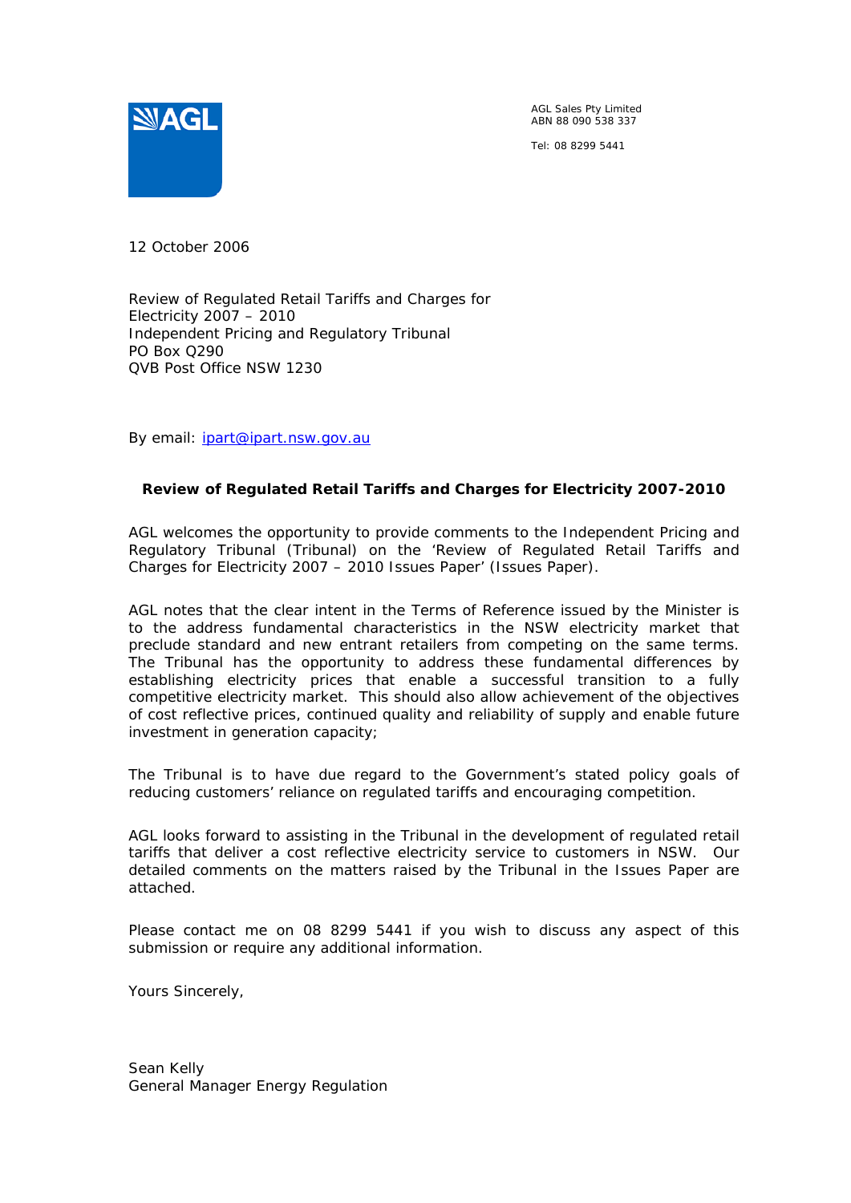AGL Sales Pty Limited
ABN 88 090 538 337

Tel: 08 8299 5441

12 October 2006

Review of Regulated Retail Tariffs and Charges for Electricity 2007 – 2010
Independent Pricing and Regulatory Tribunal
PO Box Q290
QVB Post Office NSW 1230

By email: ipart@ipart.nsw.gov.au

**Review of Regulated Retail Tariffs and Charges for Electricity 2007-2010**

AGL welcomes the opportunity to provide comments to the Independent Pricing and Regulatory Tribunal (Tribunal) on the 'Review of Regulated Retail Tariffs and Charges for Electricity 2007 – 2010 Issues Paper' (Issues Paper).

AGL notes that the clear intent in the Terms of Reference issued by the Minister is to the address fundamental characteristics in the NSW electricity market that preclude standard and new entrant retailers from competing on the same terms. The Tribunal has the opportunity to address these fundamental differences by establishing electricity prices that enable a successful transition to a fully competitive electricity market. This should also allow achievement of the objectives of cost reflective prices, continued quality and reliability of supply and enable future investment in generation capacity;

The Tribunal is to have due regard to the Government's stated policy goals of reducing customers' reliance on regulated tariffs and encouraging competition.

AGL looks forward to assisting in the Tribunal in the development of regulated retail tariffs that deliver a cost reflective electricity service to customers in NSW. Our detailed comments on the matters raised by the Tribunal in the Issues Paper are attached.

Please contact me on 08 8299 5441 if you wish to discuss any aspect of this submission or require any additional information.

Yours Sincerely,

Sean Kelly
General Manager Energy Regulation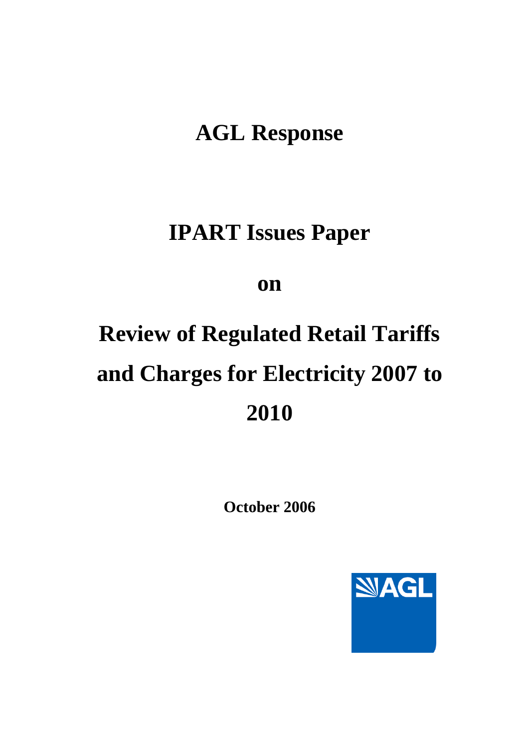# AGL Response

# IPART Issues Paper

# on

# Review of Regulated Retail Tariffs and Charges for Electricity 2007 to 2010

**October 2006**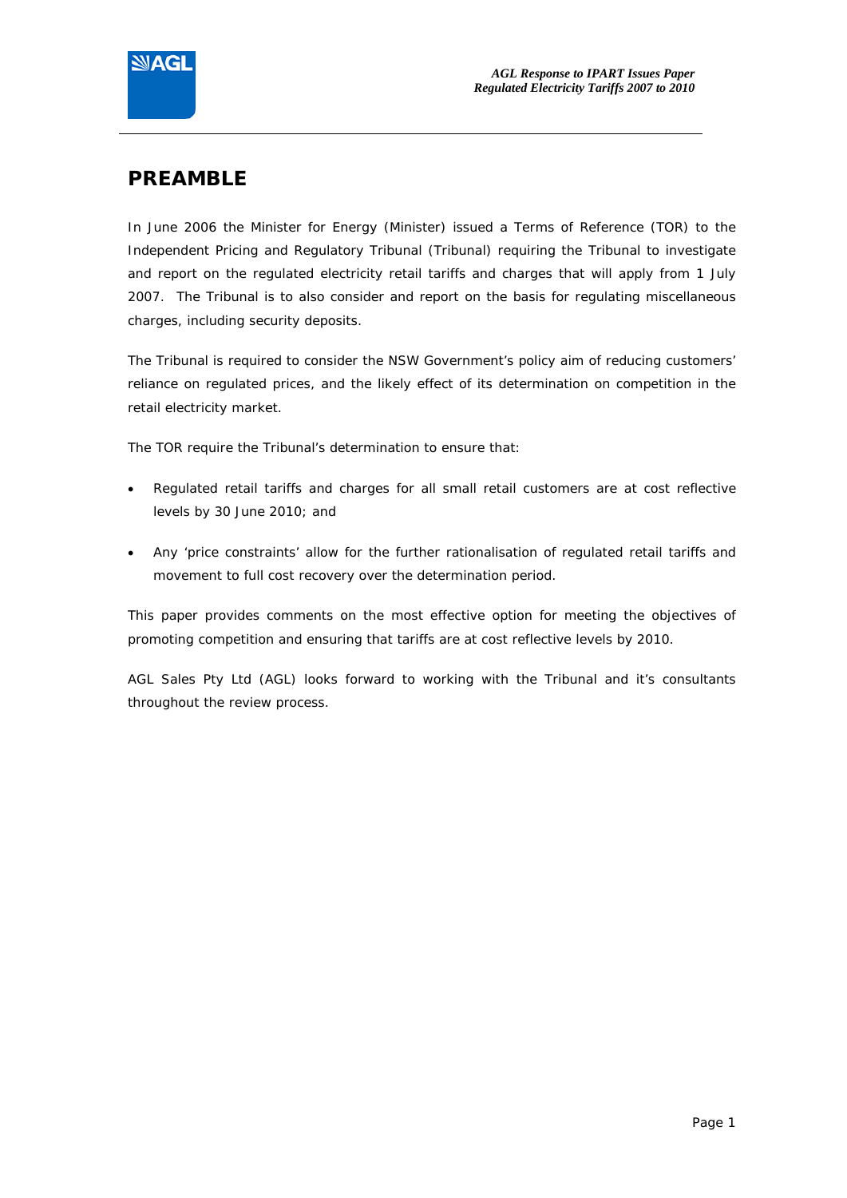# PREAMBLE

In June 2006 the Minister for Energy (Minister) issued a Terms of Reference (TOR) to the Independent Pricing and Regulatory Tribunal (Tribunal) requiring the Tribunal to investigate and report on the regulated electricity retail tariffs and charges that will apply from 1 July 2007. The Tribunal is to also consider and report on the basis for regulating miscellaneous charges, including security deposits.

The Tribunal is required to consider the NSW Government's policy aim of reducing customers' reliance on regulated prices, and the likely effect of its determination on competition in the retail electricity market.

The TOR require the Tribunal's determination to ensure that:

- Regulated retail tariffs and charges for all small retail customers are at cost reflective levels by 30 June 2010; and
- Any 'price constraints' allow for the further rationalisation of regulated retail tariffs and movement to full cost recovery over the determination period.

This paper provides comments on the most effective option for meeting the objectives of promoting competition and ensuring that tariffs are at cost reflective levels by 2010.

AGL Sales Pty Ltd (AGL) looks forward to working with the Tribunal and it's consultants throughout the review process.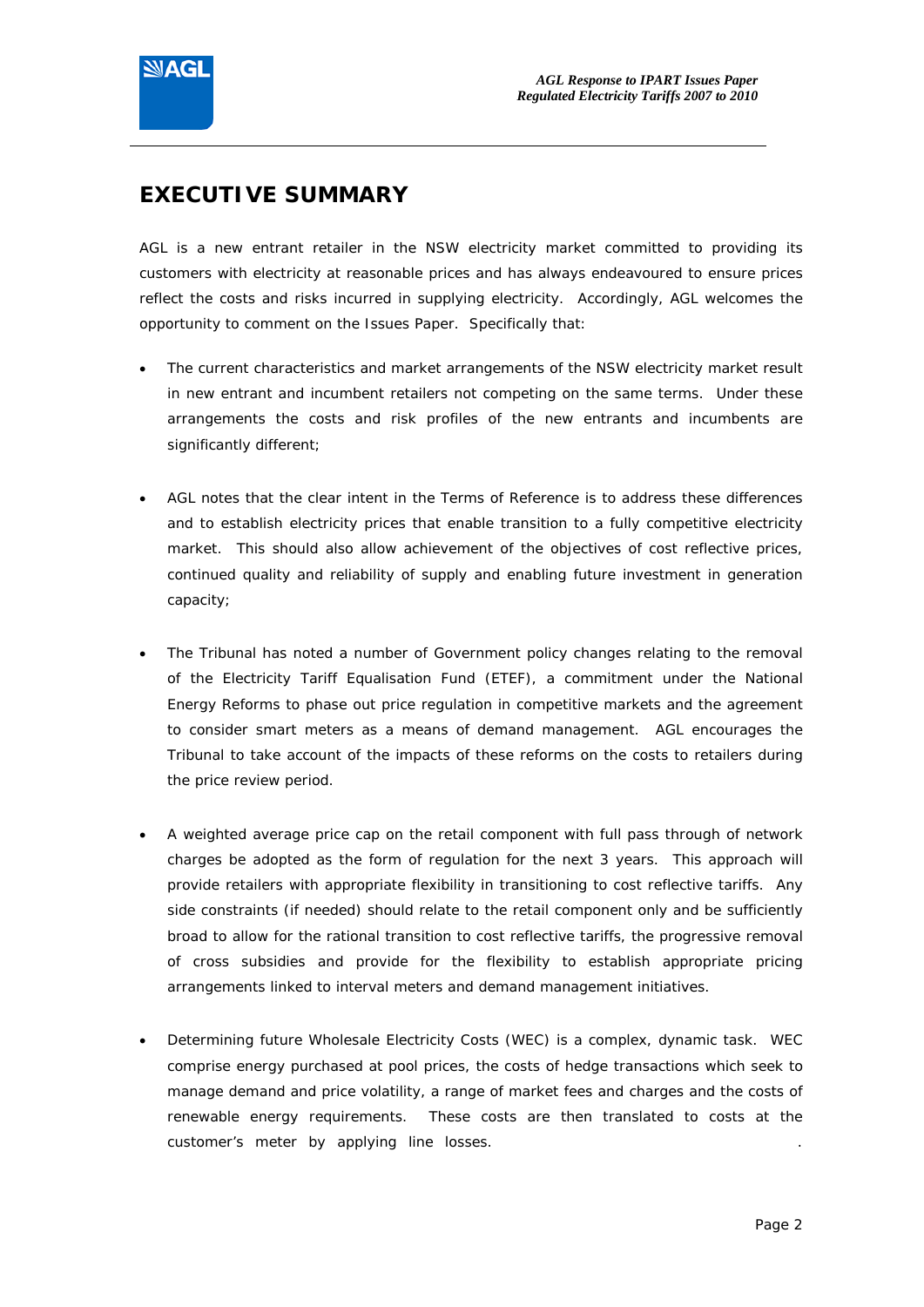# EXECUTIVE SUMMARY

AGL is a new entrant retailer in the NSW electricity market committed to providing its customers with electricity at reasonable prices and has always endeavoured to ensure prices reflect the costs and risks incurred in supplying electricity. Accordingly, AGL welcomes the opportunity to comment on the Issues Paper. Specifically that:

- The current characteristics and market arrangements of the NSW electricity market result in new entrant and incumbent retailers not competing on the same terms. Under these arrangements the costs and risk profiles of the new entrants and incumbents are significantly different;

- AGL notes that the clear intent in the Terms of Reference is to address these differences and to establish electricity prices that enable transition to a fully competitive electricity market. This should also allow achievement of the objectives of cost reflective prices, continued quality and reliability of supply and enabling future investment in generation capacity;

- The Tribunal has noted a number of Government policy changes relating to the removal of the Electricity Tariff Equalisation Fund (ETEF), a commitment under the National Energy Reforms to phase out price regulation in competitive markets and the agreement to consider smart meters as a means of demand management. AGL encourages the Tribunal to take account of the impacts of these reforms on the costs to retailers during the price review period.

- A weighted average price cap on the retail component with full pass through of network charges be adopted as the form of regulation for the next 3 years. This approach will provide retailers with appropriate flexibility in transitioning to cost reflective tariffs. Any side constraints (if needed) should relate to the retail component only and be sufficiently broad to allow for the rational transition to cost reflective tariffs, the progressive removal of cross subsidies and provide for the flexibility to establish appropriate pricing arrangements linked to interval meters and demand management initiatives.

- Determining future Wholesale Electricity Costs (WEC) is a complex, dynamic task. WEC comprise energy purchased at pool prices, the costs of hedge transactions which seek to manage demand and price volatility, a range of market fees and charges and the costs of renewable energy requirements. These costs are then translated to costs at the customer's meter by applying line losses.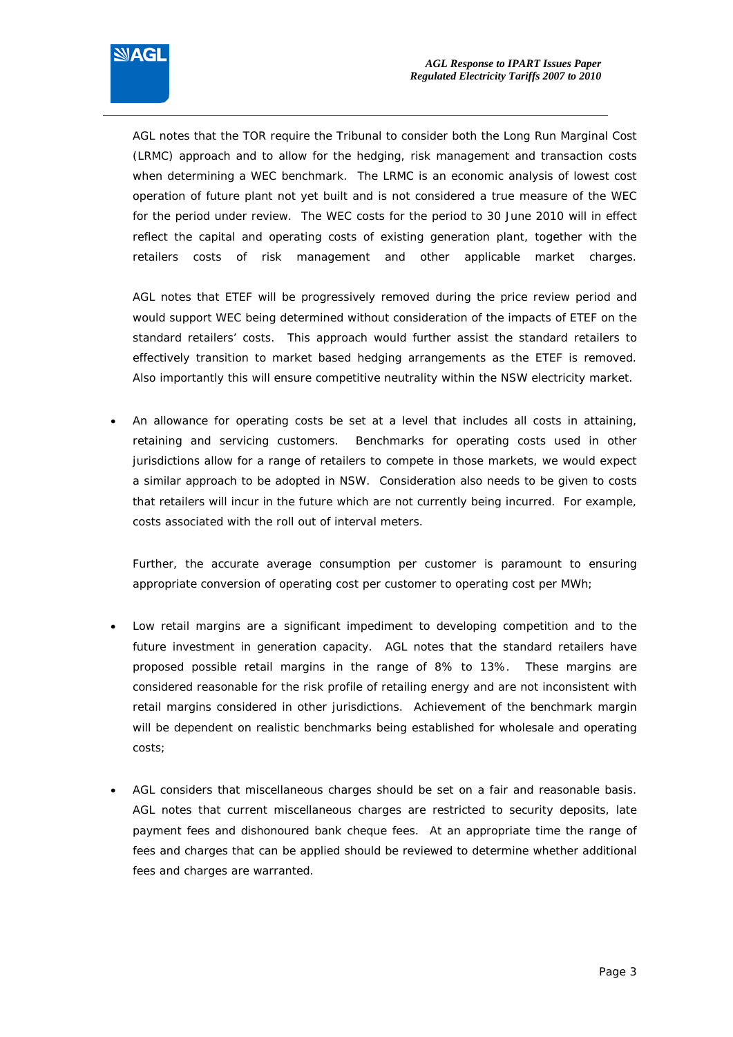AGL notes that the TOR require the Tribunal to consider both the Long Run Marginal Cost (LRMC) approach and to allow for the hedging, risk management and transaction costs when determining a WEC benchmark. The LRMC is an economic analysis of lowest cost operation of future plant not yet built and is not considered a true measure of the WEC for the period under review. The WEC costs for the period to 30 June 2010 will in effect reflect the capital and operating costs of existing generation plant, together with the retailers costs of risk management and other applicable market charges.

AGL notes that ETEF will be progressively removed during the price review period and would support WEC being determined without consideration of the impacts of ETEF on the standard retailers' costs. This approach would further assist the standard retailers to effectively transition to market based hedging arrangements as the ETEF is removed. Also importantly this will ensure competitive neutrality within the NSW electricity market.

- An allowance for operating costs be set at a level that includes all costs in attaining, retaining and servicing customers. Benchmarks for operating costs used in other jurisdictions allow for a range of retailers to compete in those markets, we would expect a similar approach to be adopted in NSW. Consideration also needs to be given to costs that retailers will incur in the future which are not currently being incurred. For example, costs associated with the roll out of interval meters.

  Further, the accurate average consumption per customer is paramount to ensuring appropriate conversion of operating cost per customer to operating cost per MWh;

- Low retail margins are a significant impediment to developing competition and to the future investment in generation capacity. AGL notes that the standard retailers have proposed possible retail margins in the range of 8% to 13%. These margins are considered reasonable for the risk profile of retailing energy and are not inconsistent with retail margins considered in other jurisdictions. Achievement of the benchmark margin will be dependent on realistic benchmarks being established for wholesale and operating costs;

- AGL considers that miscellaneous charges should be set on a fair and reasonable basis. AGL notes that current miscellaneous charges are restricted to security deposits, late payment fees and dishonoured bank cheque fees. At an appropriate time the range of fees and charges that can be applied should be reviewed to determine whether additional fees and charges are warranted.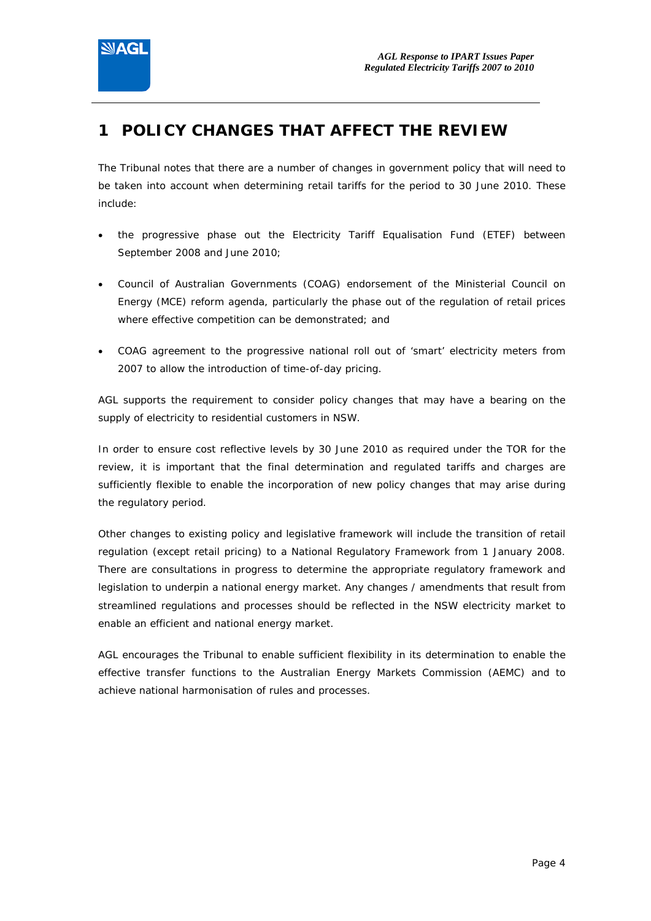# 1 POLICY CHANGES THAT AFFECT THE REVIEW

The Tribunal notes that there are a number of changes in government policy that will need to be taken into account when determining retail tariffs for the period to 30 June 2010. These include:

- the progressive phase out the Electricity Tariff Equalisation Fund (ETEF) between September 2008 and June 2010;
- Council of Australian Governments (COAG) endorsement of the Ministerial Council on Energy (MCE) reform agenda, particularly the phase out of the regulation of retail prices where effective competition can be demonstrated; and
- COAG agreement to the progressive national roll out of 'smart' electricity meters from 2007 to allow the introduction of time-of-day pricing.

AGL supports the requirement to consider policy changes that may have a bearing on the supply of electricity to residential customers in NSW.

In order to ensure cost reflective levels by 30 June 2010 as required under the TOR for the review, it is important that the final determination and regulated tariffs and charges are sufficiently flexible to enable the incorporation of new policy changes that may arise during the regulatory period.

Other changes to existing policy and legislative framework will include the transition of retail regulation (except retail pricing) to a National Regulatory Framework from 1 January 2008. There are consultations in progress to determine the appropriate regulatory framework and legislation to underpin a national energy market. Any changes / amendments that result from streamlined regulations and processes should be reflected in the NSW electricity market to enable an efficient and national energy market.

AGL encourages the Tribunal to enable sufficient flexibility in its determination to enable the effective transfer functions to the Australian Energy Markets Commission (AEMC) and to achieve national harmonisation of rules and processes.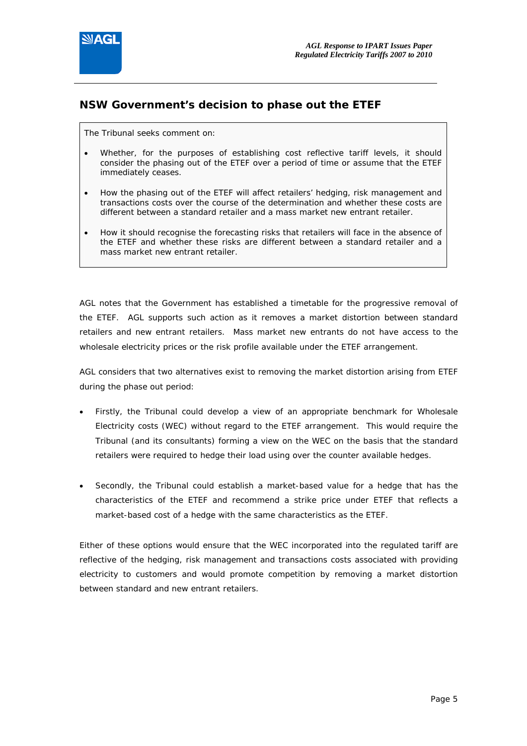## NSW Government's decision to phase out the ETEF

> The Tribunal seeks comment on:
>
> - Whether, for the purposes of establishing cost reflective tariff levels, it should consider the phasing out of the ETEF over a period of time or assume that the ETEF immediately ceases.
> - How the phasing out of the ETEF will affect retailers' hedging, risk management and transactions costs over the course of the determination and whether these costs are different between a standard retailer and a mass market new entrant retailer.
> - How it should recognise the forecasting risks that retailers will face in the absence of the ETEF and whether these risks are different between a standard retailer and a mass market new entrant retailer.

AGL notes that the Government has established a timetable for the progressive removal of the ETEF. AGL supports such action as it removes a market distortion between standard retailers and new entrant retailers. Mass market new entrants do not have access to the wholesale electricity prices or the risk profile available under the ETEF arrangement.

AGL considers that two alternatives exist to removing the market distortion arising from ETEF during the phase out period:

- Firstly, the Tribunal could develop a view of an appropriate benchmark for Wholesale Electricity costs (WEC) without regard to the ETEF arrangement. This would require the Tribunal (and its consultants) forming a view on the WEC on the basis that the standard retailers were required to hedge their load using over the counter available hedges.
- Secondly, the Tribunal could establish a market-based value for a hedge that has the characteristics of the ETEF and recommend a strike price under ETEF that reflects a market-based cost of a hedge with the same characteristics as the ETEF.

Either of these options would ensure that the WEC incorporated into the regulated tariff are reflective of the hedging, risk management and transactions costs associated with providing electricity to customers and would promote competition by removing a market distortion between standard and new entrant retailers.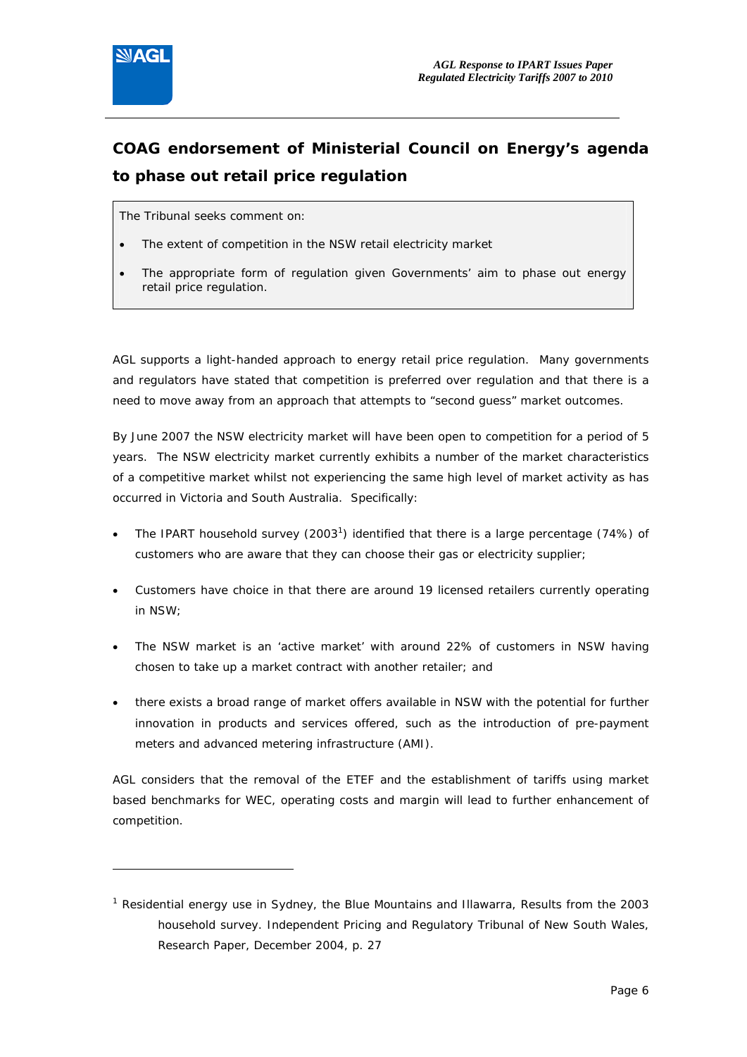## COAG endorsement of Ministerial Council on Energy's agenda to phase out retail price regulation

> The Tribunal seeks comment on:
>
> - The extent of competition in the NSW retail electricity market
> - The appropriate form of regulation given Governments' aim to phase out energy retail price regulation.

AGL supports a light-handed approach to energy retail price regulation. Many governments and regulators have stated that competition is preferred over regulation and that there is a need to move away from an approach that attempts to "second guess" market outcomes.

By June 2007 the NSW electricity market will have been open to competition for a period of 5 years. The NSW electricity market currently exhibits a number of the market characteristics of a competitive market whilst not experiencing the same high level of market activity as has occurred in Victoria and South Australia. Specifically:

- The IPART household survey (2003[1]) identified that there is a large percentage (74%) of customers who are aware that they can choose their gas or electricity supplier;
- Customers have choice in that there are around 19 licensed retailers currently operating in NSW;
- The NSW market is an 'active market' with around 22% of customers in NSW having chosen to take up a market contract with another retailer; and
- there exists a broad range of market offers available in NSW with the potential for further innovation in products and services offered, such as the introduction of pre-payment meters and advanced metering infrastructure (AMI).

AGL considers that the removal of the ETEF and the establishment of tariffs using market based benchmarks for WEC, operating costs and margin will lead to further enhancement of competition.

---

[1] Residential energy use in Sydney, the Blue Mountains and Illawarra, Results from the 2003 household survey. Independent Pricing and Regulatory Tribunal of New South Wales, Research Paper, December 2004, p. 27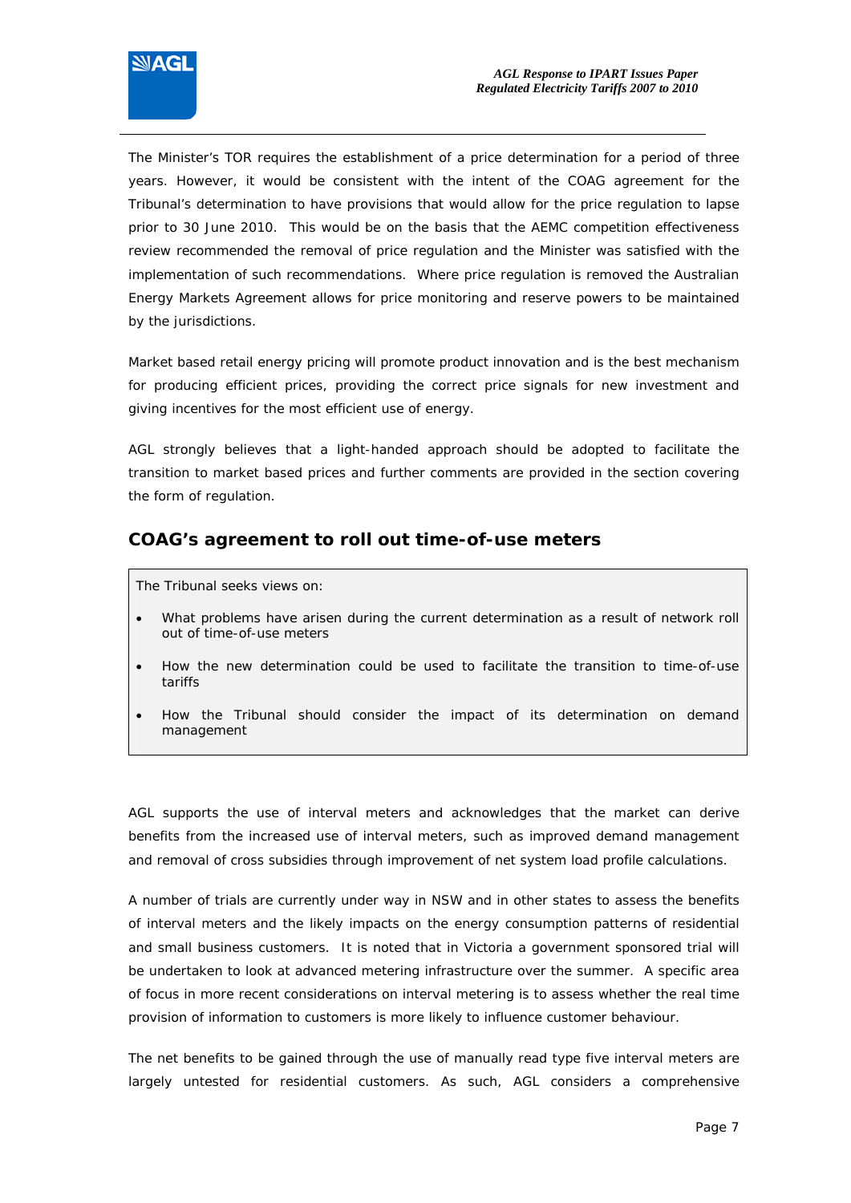The Minister's TOR requires the establishment of a price determination for a period of three years. However, it would be consistent with the intent of the COAG agreement for the Tribunal's determination to have provisions that would allow for the price regulation to lapse prior to 30 June 2010. This would be on the basis that the AEMC competition effectiveness review recommended the removal of price regulation and the Minister was satisfied with the implementation of such recommendations. Where price regulation is removed the Australian Energy Markets Agreement allows for price monitoring and reserve powers to be maintained by the jurisdictions.

Market based retail energy pricing will promote product innovation and is the best mechanism for producing efficient prices, providing the correct price signals for new investment and giving incentives for the most efficient use of energy.

AGL strongly believes that a light-handed approach should be adopted to facilitate the transition to market based prices and further comments are provided in the section covering the form of regulation.

## COAG's agreement to roll out time-of-use meters

> The Tribunal seeks views on:
>
> - What problems have arisen during the current determination as a result of network roll out of time-of-use meters
> - How the new determination could be used to facilitate the transition to time-of-use tariffs
> - How the Tribunal should consider the impact of its determination on demand management

AGL supports the use of interval meters and acknowledges that the market can derive benefits from the increased use of interval meters, such as improved demand management and removal of cross subsidies through improvement of net system load profile calculations.

A number of trials are currently under way in NSW and in other states to assess the benefits of interval meters and the likely impacts on the energy consumption patterns of residential and small business customers. It is noted that in Victoria a government sponsored trial will be undertaken to look at advanced metering infrastructure over the summer. A specific area of focus in more recent considerations on interval metering is to assess whether the real time provision of information to customers is more likely to influence customer behaviour.

The net benefits to be gained through the use of manually read type five interval meters are largely untested for residential customers. As such, AGL considers a comprehensive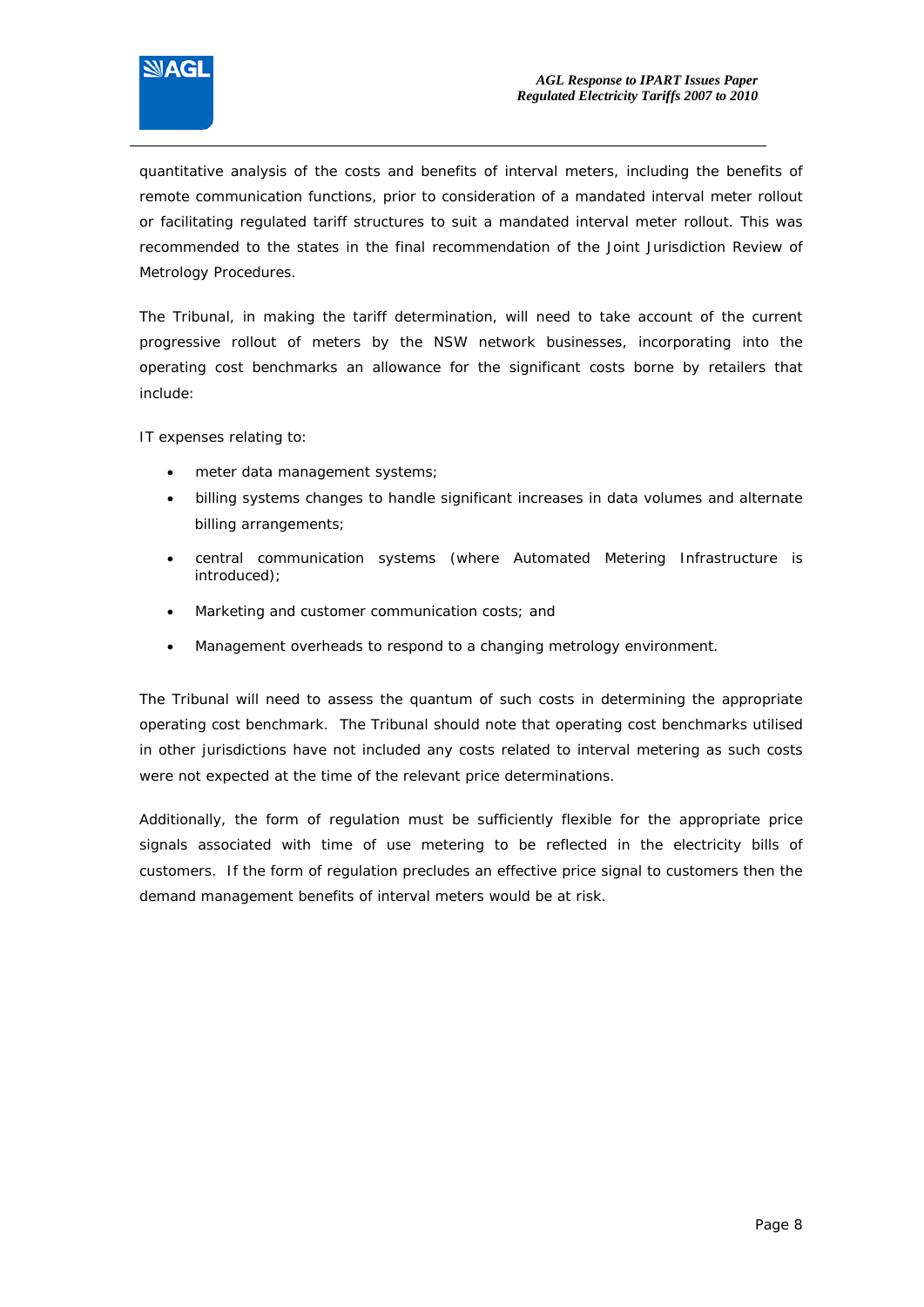quantitative analysis of the costs and benefits of interval meters, including the benefits of remote communication functions, prior to consideration of a mandated interval meter rollout or facilitating regulated tariff structures to suit a mandated interval meter rollout. This was recommended to the states in the final recommendation of the Joint Jurisdiction Review of Metrology Procedures.

The Tribunal, in making the tariff determination, will need to take account of the current progressive rollout of meters by the NSW network businesses, incorporating into the operating cost benchmarks an allowance for the significant costs borne by retailers that include:

IT expenses relating to:

- meter data management systems;
- billing systems changes to handle significant increases in data volumes and alternate billing arrangements;
- central communication systems (where Automated Metering Infrastructure is introduced);
- Marketing and customer communication costs; and
- Management overheads to respond to a changing metrology environment.

The Tribunal will need to assess the quantum of such costs in determining the appropriate operating cost benchmark. The Tribunal should note that operating cost benchmarks utilised in other jurisdictions have not included any costs related to interval metering as such costs were not expected at the time of the relevant price determinations.

Additionally, the form of regulation must be sufficiently flexible for the appropriate price signals associated with time of use metering to be reflected in the electricity bills of customers. If the form of regulation precludes an effective price signal to customers then the demand management benefits of interval meters would be at risk.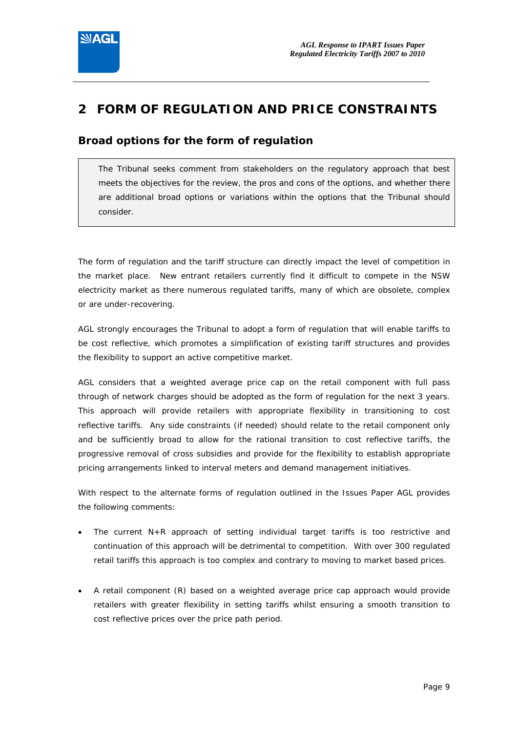# 2 FORM OF REGULATION AND PRICE CONSTRAINTS

## Broad options for the form of regulation

> The Tribunal seeks comment from stakeholders on the regulatory approach that best meets the objectives for the review, the pros and cons of the options, and whether there are additional broad options or variations within the options that the Tribunal should consider.

The form of regulation and the tariff structure can directly impact the level of competition in the market place. New entrant retailers currently find it difficult to compete in the NSW electricity market as there numerous regulated tariffs, many of which are obsolete, complex or are under-recovering.

AGL strongly encourages the Tribunal to adopt a form of regulation that will enable tariffs to be cost reflective, which promotes a simplification of existing tariff structures and provides the flexibility to support an active competitive market.

AGL considers that a weighted average price cap on the retail component with full pass through of network charges should be adopted as the form of regulation for the next 3 years. This approach will provide retailers with appropriate flexibility in transitioning to cost reflective tariffs. Any side constraints (if needed) should relate to the retail component only and be sufficiently broad to allow for the rational transition to cost reflective tariffs, the progressive removal of cross subsidies and provide for the flexibility to establish appropriate pricing arrangements linked to interval meters and demand management initiatives.

With respect to the alternate forms of regulation outlined in the Issues Paper AGL provides the following comments:

- The current N+R approach of setting individual target tariffs is too restrictive and continuation of this approach will be detrimental to competition. With over 300 regulated retail tariffs this approach is too complex and contrary to moving to market based prices.

- A retail component (R) based on a weighted average price cap approach would provide retailers with greater flexibility in setting tariffs whilst ensuring a smooth transition to cost reflective prices over the price path period.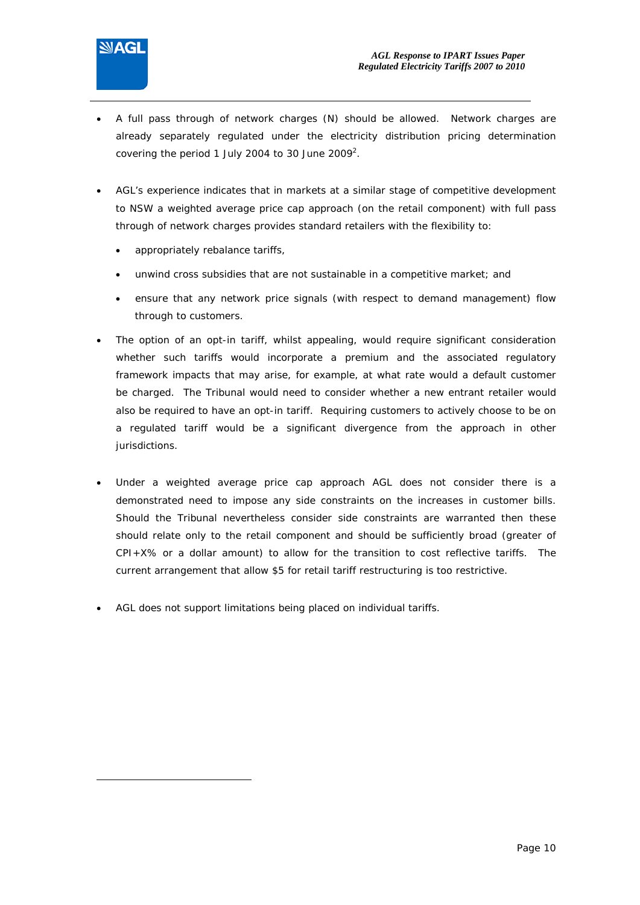- A full pass through of network charges (N) should be allowed. Network charges are already separately regulated under the electricity distribution pricing determination covering the period 1 July 2004 to 30 June 2009[2].

- AGL's experience indicates that in markets at a similar stage of competitive development to NSW a weighted average price cap approach (on the retail component) with full pass through of network charges provides standard retailers with the flexibility to:
  - appropriately rebalance tariffs,
  - unwind cross subsidies that are not sustainable in a competitive market; and
  - ensure that any network price signals (with respect to demand management) flow through to customers.

- The option of an opt-in tariff, whilst appealing, would require significant consideration whether such tariffs would incorporate a premium and the associated regulatory framework impacts that may arise, for example, at what rate would a default customer be charged. The Tribunal would need to consider whether a new entrant retailer would also be required to have an opt-in tariff. Requiring customers to actively choose to be on a regulated tariff would be a significant divergence from the approach in other jurisdictions.

- Under a weighted average price cap approach AGL does not consider there is a demonstrated need to impose any side constraints on the increases in customer bills. Should the Tribunal nevertheless consider side constraints are warranted then these should relate only to the retail component and should be sufficiently broad (greater of CPI+X% or a dollar amount) to allow for the transition to cost reflective tariffs. The current arrangement that allow $5 for retail tariff restructuring is too restrictive.

- AGL does not support limitations being placed on individual tariffs.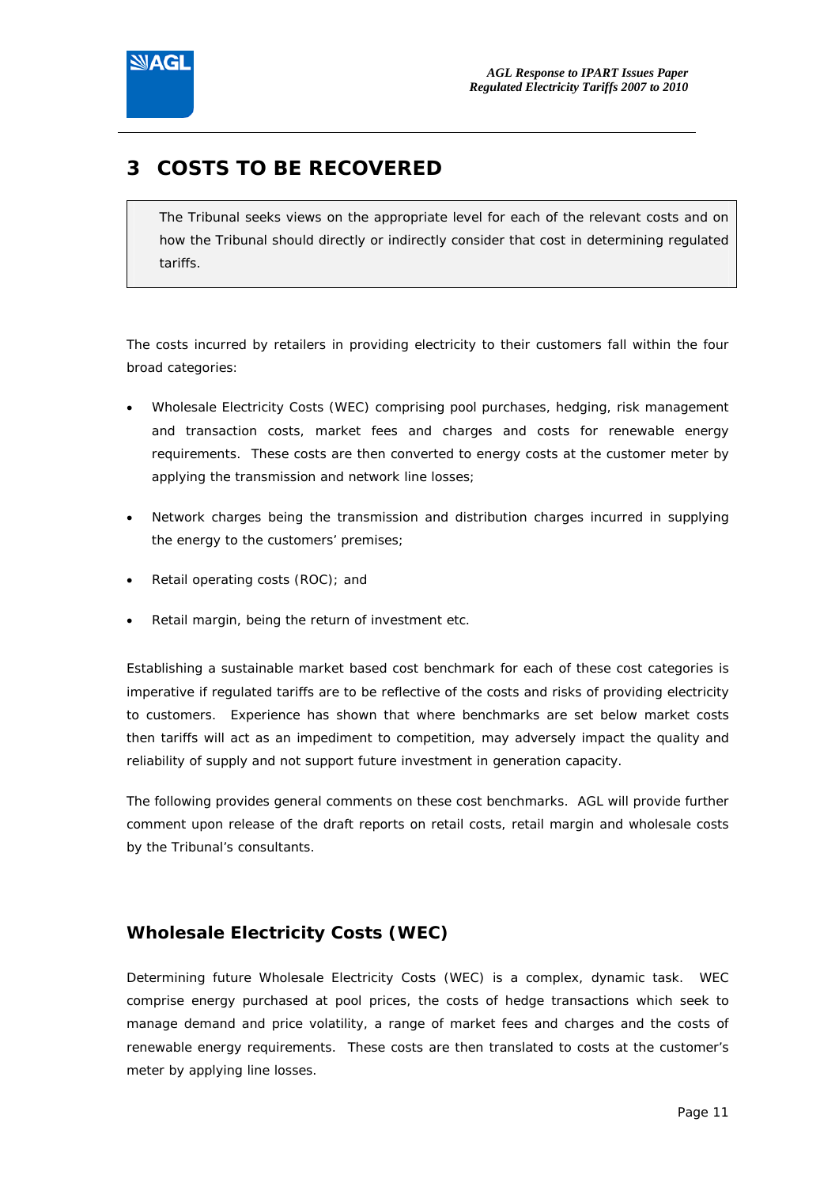# 3 COSTS TO BE RECOVERED

> The Tribunal seeks views on the appropriate level for each of the relevant costs and on how the Tribunal should directly or indirectly consider that cost in determining regulated tariffs.

The costs incurred by retailers in providing electricity to their customers fall within the four broad categories:

- Wholesale Electricity Costs (WEC) comprising pool purchases, hedging, risk management and transaction costs, market fees and charges and costs for renewable energy requirements. These costs are then converted to energy costs at the customer meter by applying the transmission and network line losses;
- Network charges being the transmission and distribution charges incurred in supplying the energy to the customers' premises;
- Retail operating costs (ROC); and
- Retail margin, being the return of investment etc.

Establishing a sustainable market based cost benchmark for each of these cost categories is imperative if regulated tariffs are to be reflective of the costs and risks of providing electricity to customers. Experience has shown that where benchmarks are set below market costs then tariffs will act as an impediment to competition, may adversely impact the quality and reliability of supply and not support future investment in generation capacity.

The following provides general comments on these cost benchmarks. AGL will provide further comment upon release of the draft reports on retail costs, retail margin and wholesale costs by the Tribunal's consultants.

## Wholesale Electricity Costs (WEC)

Determining future Wholesale Electricity Costs (WEC) is a complex, dynamic task. WEC comprise energy purchased at pool prices, the costs of hedge transactions which seek to manage demand and price volatility, a range of market fees and charges and the costs of renewable energy requirements. These costs are then translated to costs at the customer's meter by applying line losses.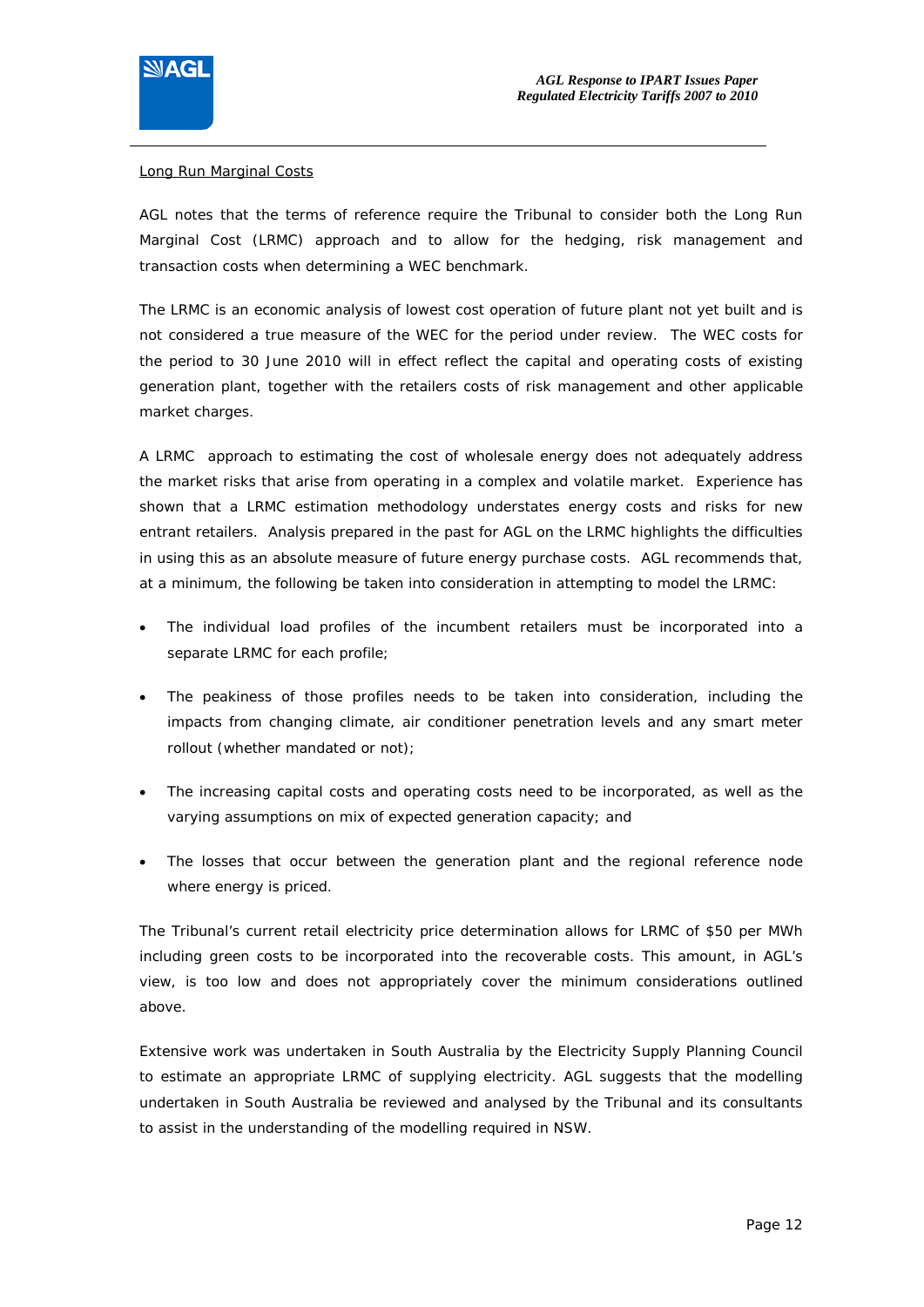Long Run Marginal Costs

AGL notes that the terms of reference require the Tribunal to consider both the Long Run Marginal Cost (LRMC) approach and to allow for the hedging, risk management and transaction costs when determining a WEC benchmark.

The LRMC is an economic analysis of lowest cost operation of future plant not yet built and is not considered a true measure of the WEC for the period under review. The WEC costs for the period to 30 June 2010 will in effect reflect the capital and operating costs of existing generation plant, together with the retailers costs of risk management and other applicable market charges.

A LRMC approach to estimating the cost of wholesale energy does not adequately address the market risks that arise from operating in a complex and volatile market. Experience has shown that a LRMC estimation methodology understates energy costs and risks for new entrant retailers. Analysis prepared in the past for AGL on the LRMC highlights the difficulties in using this as an absolute measure of future energy purchase costs. AGL recommends that, at a minimum, the following be taken into consideration in attempting to model the LRMC:

- The individual load profiles of the incumbent retailers must be incorporated into a separate LRMC for each profile;
- The peakiness of those profiles needs to be taken into consideration, including the impacts from changing climate, air conditioner penetration levels and any smart meter rollout (whether mandated or not);
- The increasing capital costs and operating costs need to be incorporated, as well as the varying assumptions on mix of expected generation capacity; and
- The losses that occur between the generation plant and the regional reference node where energy is priced.

The Tribunal's current retail electricity price determination allows for LRMC of $50 per MWh including green costs to be incorporated into the recoverable costs. This amount, in AGL's view, is too low and does not appropriately cover the minimum considerations outlined above.

Extensive work was undertaken in South Australia by the Electricity Supply Planning Council to estimate an appropriate LRMC of supplying electricity. AGL suggests that the modelling undertaken in South Australia be reviewed and analysed by the Tribunal and its consultants to assist in the understanding of the modelling required in NSW.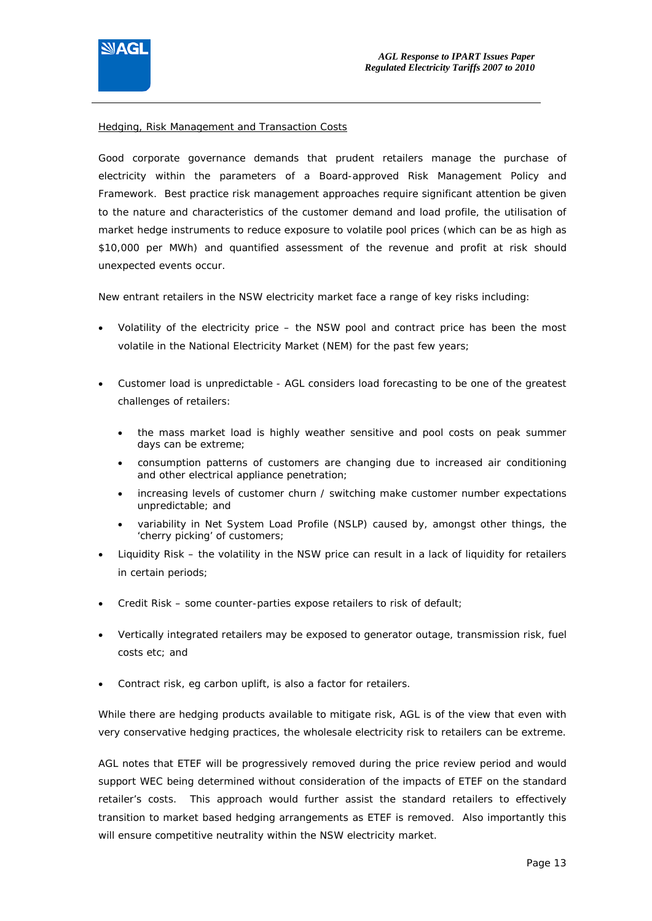Hedging, Risk Management and Transaction Costs

Good corporate governance demands that prudent retailers manage the purchase of electricity within the parameters of a Board-approved Risk Management Policy and Framework. Best practice risk management approaches require significant attention be given to the nature and characteristics of the customer demand and load profile, the utilisation of market hedge instruments to reduce exposure to volatile pool prices (which can be as high as $10,000 per MWh) and quantified assessment of the revenue and profit at risk should unexpected events occur.

New entrant retailers in the NSW electricity market face a range of key risks including:

- Volatility of the electricity price – the NSW pool and contract price has been the most volatile in the National Electricity Market (NEM) for the past few years;
- Customer load is unpredictable - AGL considers load forecasting to be one of the greatest challenges of retailers:
  - the mass market load is highly weather sensitive and pool costs on peak summer days can be extreme;
  - consumption patterns of customers are changing due to increased air conditioning and other electrical appliance penetration;
  - increasing levels of customer churn / switching make customer number expectations unpredictable; and
  - variability in Net System Load Profile (NSLP) caused by, amongst other things, the 'cherry picking' of customers;
- Liquidity Risk – the volatility in the NSW price can result in a lack of liquidity for retailers in certain periods;
- Credit Risk – some counter-parties expose retailers to risk of default;
- Vertically integrated retailers may be exposed to generator outage, transmission risk, fuel costs etc; and
- Contract risk, eg carbon uplift, is also a factor for retailers.

While there are hedging products available to mitigate risk, AGL is of the view that even with very conservative hedging practices, the wholesale electricity risk to retailers can be extreme.

AGL notes that ETEF will be progressively removed during the price review period and would support WEC being determined without consideration of the impacts of ETEF on the standard retailer's costs. This approach would further assist the standard retailers to effectively transition to market based hedging arrangements as ETEF is removed. Also importantly this will ensure competitive neutrality within the NSW electricity market.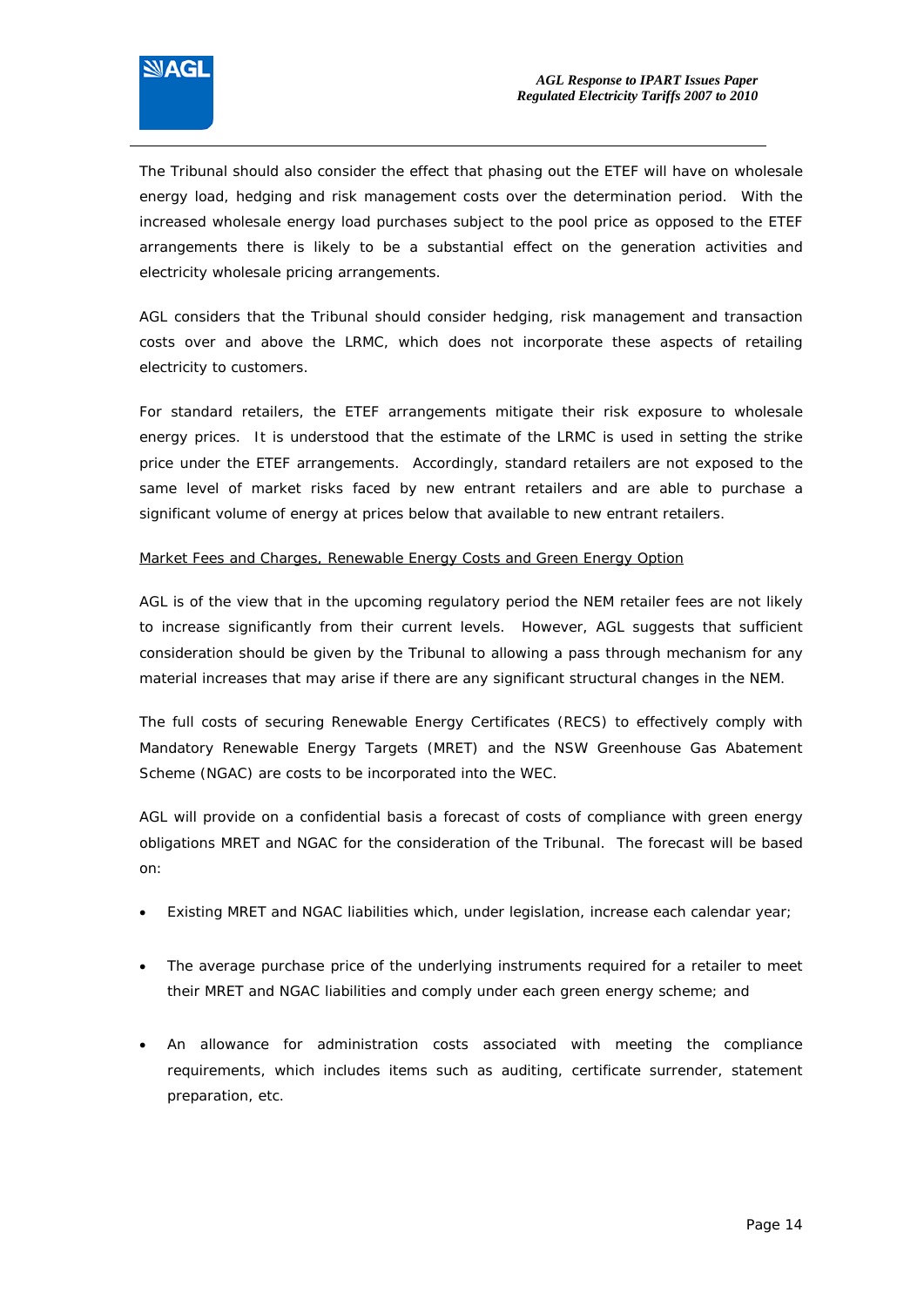The Tribunal should also consider the effect that phasing out the ETEF will have on wholesale energy load, hedging and risk management costs over the determination period. With the increased wholesale energy load purchases subject to the pool price as opposed to the ETEF arrangements there is likely to be a substantial effect on the generation activities and electricity wholesale pricing arrangements.

AGL considers that the Tribunal should consider hedging, risk management and transaction costs over and above the LRMC, which does not incorporate these aspects of retailing electricity to customers.

For standard retailers, the ETEF arrangements mitigate their risk exposure to wholesale energy prices. It is understood that the estimate of the LRMC is used in setting the strike price under the ETEF arrangements. Accordingly, standard retailers are not exposed to the same level of market risks faced by new entrant retailers and are able to purchase a significant volume of energy at prices below that available to new entrant retailers.

<u>Market Fees and Charges, Renewable Energy Costs and Green Energy Option</u>

AGL is of the view that in the upcoming regulatory period the NEM retailer fees are not likely to increase significantly from their current levels. However, AGL suggests that sufficient consideration should be given by the Tribunal to allowing a pass through mechanism for any material increases that may arise if there are any significant structural changes in the NEM.

The full costs of securing Renewable Energy Certificates (RECS) to effectively comply with Mandatory Renewable Energy Targets (MRET) and the NSW Greenhouse Gas Abatement Scheme (NGAC) are costs to be incorporated into the WEC.

AGL will provide on a confidential basis a forecast of costs of compliance with green energy obligations MRET and NGAC for the consideration of the Tribunal. The forecast will be based on:

- Existing MRET and NGAC liabilities which, under legislation, increase each calendar year;
- The average purchase price of the underlying instruments required for a retailer to meet their MRET and NGAC liabilities and comply under each green energy scheme; and
- An allowance for administration costs associated with meeting the compliance requirements, which includes items such as auditing, certificate surrender, statement preparation, etc.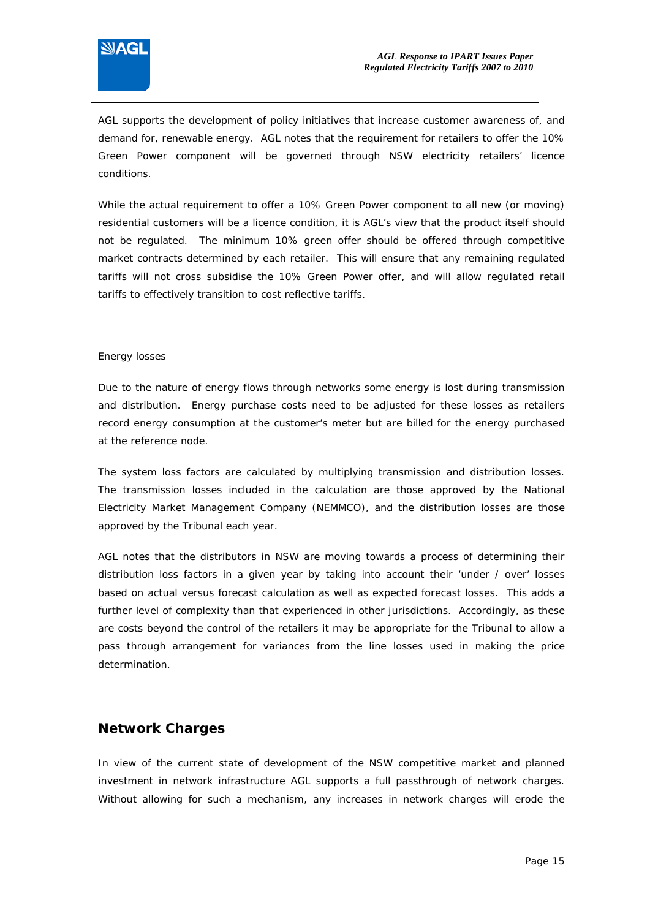AGL supports the development of policy initiatives that increase customer awareness of, and demand for, renewable energy. AGL notes that the requirement for retailers to offer the 10% Green Power component will be governed through NSW electricity retailers' licence conditions.

While the actual requirement to offer a 10% Green Power component to all new (or moving) residential customers will be a licence condition, it is AGL's view that the product itself should not be regulated. The minimum 10% green offer should be offered through competitive market contracts determined by each retailer. This will ensure that any remaining regulated tariffs will not cross subsidise the 10% Green Power offer, and will allow regulated retail tariffs to effectively transition to cost reflective tariffs.

Energy losses

Due to the nature of energy flows through networks some energy is lost during transmission and distribution. Energy purchase costs need to be adjusted for these losses as retailers record energy consumption at the customer's meter but are billed for the energy purchased at the reference node.

The system loss factors are calculated by multiplying transmission and distribution losses. The transmission losses included in the calculation are those approved by the National Electricity Market Management Company (NEMMCO), and the distribution losses are those approved by the Tribunal each year.

AGL notes that the distributors in NSW are moving towards a process of determining their distribution loss factors in a given year by taking into account their 'under / over' losses based on actual versus forecast calculation as well as expected forecast losses. This adds a further level of complexity than that experienced in other jurisdictions. Accordingly, as these are costs beyond the control of the retailers it may be appropriate for the Tribunal to allow a pass through arrangement for variances from the line losses used in making the price determination.

## Network Charges

In view of the current state of development of the NSW competitive market and planned investment in network infrastructure AGL supports a full passthrough of network charges. Without allowing for such a mechanism, any increases in network charges will erode the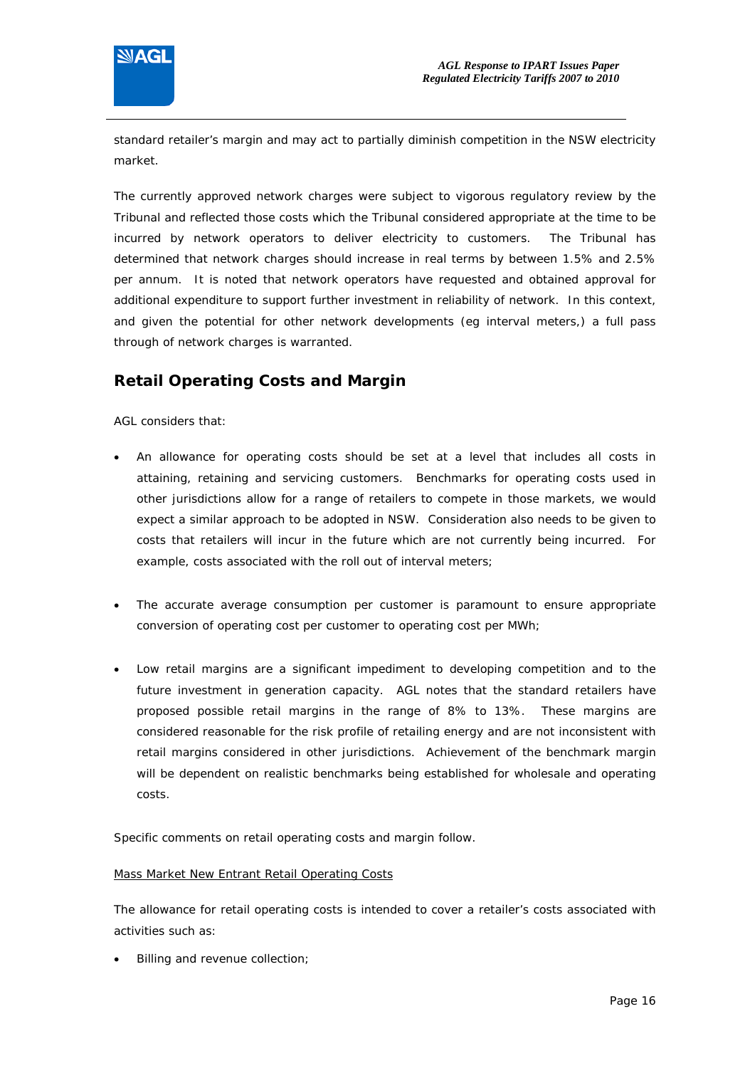standard retailer's margin and may act to partially diminish competition in the NSW electricity market.

The currently approved network charges were subject to vigorous regulatory review by the Tribunal and reflected those costs which the Tribunal considered appropriate at the time to be incurred by network operators to deliver electricity to customers. The Tribunal has determined that network charges should increase in real terms by between 1.5% and 2.5% per annum. It is noted that network operators have requested and obtained approval for additional expenditure to support further investment in reliability of network. In this context, and given the potential for other network developments (eg interval meters,) a full pass through of network charges is warranted.

## Retail Operating Costs and Margin

AGL considers that:

- An allowance for operating costs should be set at a level that includes all costs in attaining, retaining and servicing customers. Benchmarks for operating costs used in other jurisdictions allow for a range of retailers to compete in those markets, we would expect a similar approach to be adopted in NSW. Consideration also needs to be given to costs that retailers will incur in the future which are not currently being incurred. For example, costs associated with the roll out of interval meters;

- The accurate average consumption per customer is paramount to ensure appropriate conversion of operating cost per customer to operating cost per MWh;

- Low retail margins are a significant impediment to developing competition and to the future investment in generation capacity. AGL notes that the standard retailers have proposed possible retail margins in the range of 8% to 13%. These margins are considered reasonable for the risk profile of retailing energy and are not inconsistent with retail margins considered in other jurisdictions. Achievement of the benchmark margin will be dependent on realistic benchmarks being established for wholesale and operating costs.

Specific comments on retail operating costs and margin follow.

<u>Mass Market New Entrant Retail Operating Costs</u>

The allowance for retail operating costs is intended to cover a retailer's costs associated with activities such as:

- Billing and revenue collection;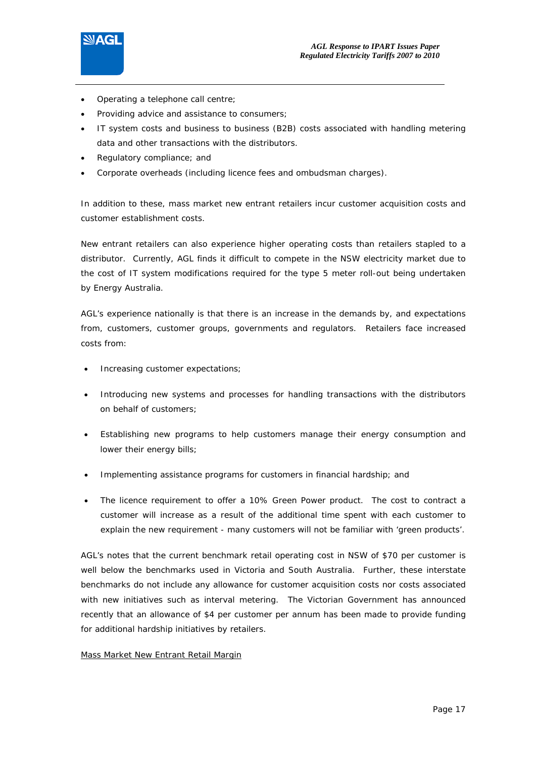- Operating a telephone call centre;
- Providing advice and assistance to consumers;
- IT system costs and business to business (B2B) costs associated with handling metering data and other transactions with the distributors.
- Regulatory compliance; and
- Corporate overheads (including licence fees and ombudsman charges).

In addition to these, mass market new entrant retailers incur customer acquisition costs and customer establishment costs.

New entrant retailers can also experience higher operating costs than retailers stapled to a distributor. Currently, AGL finds it difficult to compete in the NSW electricity market due to the cost of IT system modifications required for the type 5 meter roll-out being undertaken by Energy Australia.

AGL's experience nationally is that there is an increase in the demands by, and expectations from, customers, customer groups, governments and regulators. Retailers face increased costs from:

- Increasing customer expectations;
- Introducing new systems and processes for handling transactions with the distributors on behalf of customers;
- Establishing new programs to help customers manage their energy consumption and lower their energy bills;
- Implementing assistance programs for customers in financial hardship; and
- The licence requirement to offer a 10% Green Power product. The cost to contract a customer will increase as a result of the additional time spent with each customer to explain the new requirement - many customers will not be familiar with 'green products'.

AGL's notes that the current benchmark retail operating cost in NSW of $70 per customer is well below the benchmarks used in Victoria and South Australia. Further, these interstate benchmarks do not include any allowance for customer acquisition costs nor costs associated with new initiatives such as interval metering. The Victorian Government has announced recently that an allowance of $4 per customer per annum has been made to provide funding for additional hardship initiatives by retailers.

Mass Market New Entrant Retail Margin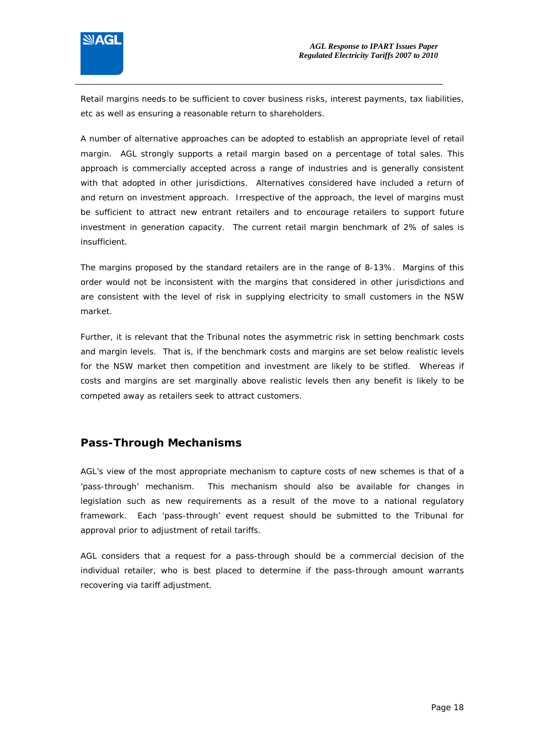Retail margins needs to be sufficient to cover business risks, interest payments, tax liabilities, etc as well as ensuring a reasonable return to shareholders.

A number of alternative approaches can be adopted to establish an appropriate level of retail margin. AGL strongly supports a retail margin based on a percentage of total sales. This approach is commercially accepted across a range of industries and is generally consistent with that adopted in other jurisdictions. Alternatives considered have included a return of and return on investment approach. Irrespective of the approach, the level of margins must be sufficient to attract new entrant retailers and to encourage retailers to support future investment in generation capacity. The current retail margin benchmark of 2% of sales is insufficient.

The margins proposed by the standard retailers are in the range of 8-13%. Margins of this order would not be inconsistent with the margins that considered in other jurisdictions and are consistent with the level of risk in supplying electricity to small customers in the NSW market.

Further, it is relevant that the Tribunal notes the asymmetric risk in setting benchmark costs and margin levels. That is, if the benchmark costs and margins are set below realistic levels for the NSW market then competition and investment are likely to be stifled. Whereas if costs and margins are set marginally above realistic levels then any benefit is likely to be competed away as retailers seek to attract customers.

## Pass-Through Mechanisms

AGL's view of the most appropriate mechanism to capture costs of new schemes is that of a 'pass-through' mechanism. This mechanism should also be available for changes in legislation such as new requirements as a result of the move to a national regulatory framework. Each 'pass-through' event request should be submitted to the Tribunal for approval prior to adjustment of retail tariffs.

AGL considers that a request for a pass-through should be a commercial decision of the individual retailer, who is best placed to determine if the pass-through amount warrants recovering via tariff adjustment.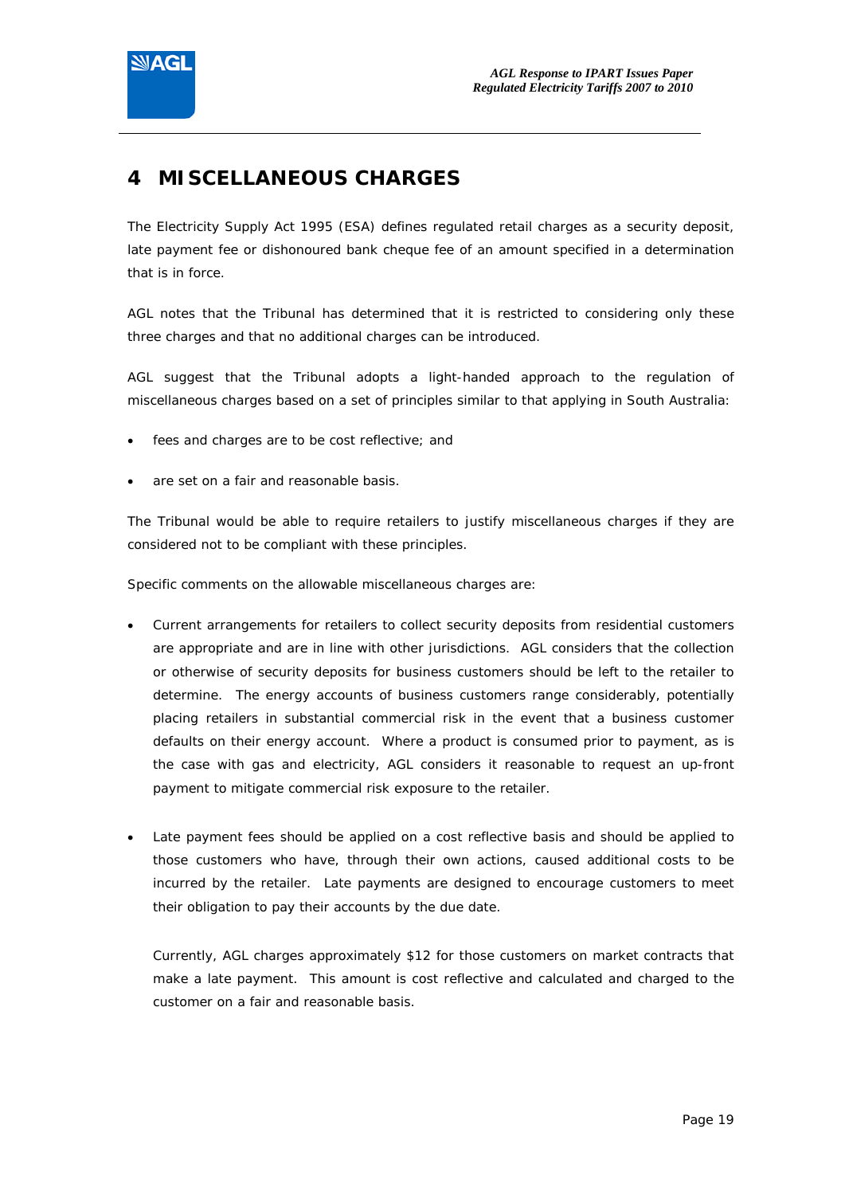# 4 MISCELLANEOUS CHARGES

The Electricity Supply Act 1995 (ESA) defines regulated retail charges as a security deposit, late payment fee or dishonoured bank cheque fee of an amount specified in a determination that is in force.

AGL notes that the Tribunal has determined that it is restricted to considering only these three charges and that no additional charges can be introduced.

AGL suggest that the Tribunal adopts a light-handed approach to the regulation of miscellaneous charges based on a set of principles similar to that applying in South Australia:

- fees and charges are to be cost reflective; and
- are set on a fair and reasonable basis.

The Tribunal would be able to require retailers to justify miscellaneous charges if they are considered not to be compliant with these principles.

Specific comments on the allowable miscellaneous charges are:

- Current arrangements for retailers to collect security deposits from residential customers are appropriate and are in line with other jurisdictions. AGL considers that the collection or otherwise of security deposits for business customers should be left to the retailer to determine. The energy accounts of business customers range considerably, potentially placing retailers in substantial commercial risk in the event that a business customer defaults on their energy account. Where a product is consumed prior to payment, as is the case with gas and electricity, AGL considers it reasonable to request an up-front payment to mitigate commercial risk exposure to the retailer.

- Late payment fees should be applied on a cost reflective basis and should be applied to those customers who have, through their own actions, caused additional costs to be incurred by the retailer. Late payments are designed to encourage customers to meet their obligation to pay their accounts by the due date.

  Currently, AGL charges approximately $12 for those customers on market contracts that make a late payment. This amount is cost reflective and calculated and charged to the customer on a fair and reasonable basis.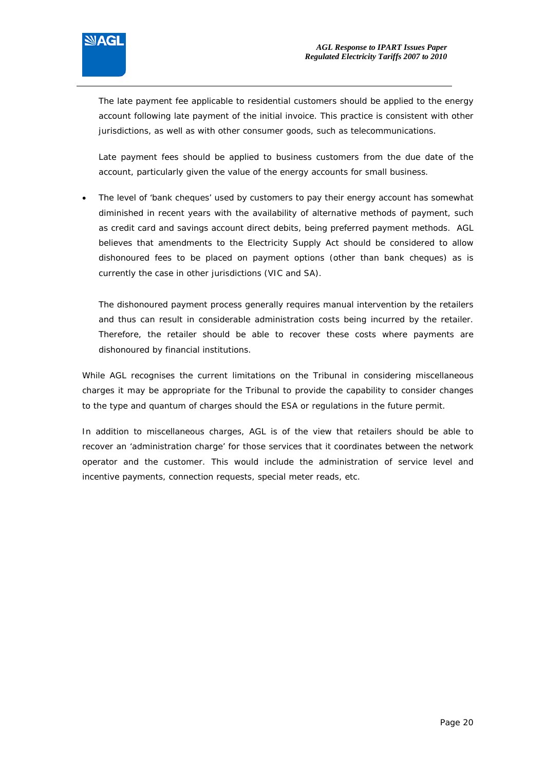The late payment fee applicable to residential customers should be applied to the energy account following late payment of the initial invoice. This practice is consistent with other jurisdictions, as well as with other consumer goods, such as telecommunications.

Late payment fees should be applied to business customers from the due date of the account, particularly given the value of the energy accounts for small business.

- The level of 'bank cheques' used by customers to pay their energy account has somewhat diminished in recent years with the availability of alternative methods of payment, such as credit card and savings account direct debits, being preferred payment methods. AGL believes that amendments to the Electricity Supply Act should be considered to allow dishonoured fees to be placed on payment options (other than bank cheques) as is currently the case in other jurisdictions (VIC and SA).

  The dishonoured payment process generally requires manual intervention by the retailers and thus can result in considerable administration costs being incurred by the retailer. Therefore, the retailer should be able to recover these costs where payments are dishonoured by financial institutions.

While AGL recognises the current limitations on the Tribunal in considering miscellaneous charges it may be appropriate for the Tribunal to provide the capability to consider changes to the type and quantum of charges should the ESA or regulations in the future permit.

In addition to miscellaneous charges, AGL is of the view that retailers should be able to recover an 'administration charge' for those services that it coordinates between the network operator and the customer. This would include the administration of service level and incentive payments, connection requests, special meter reads, etc.